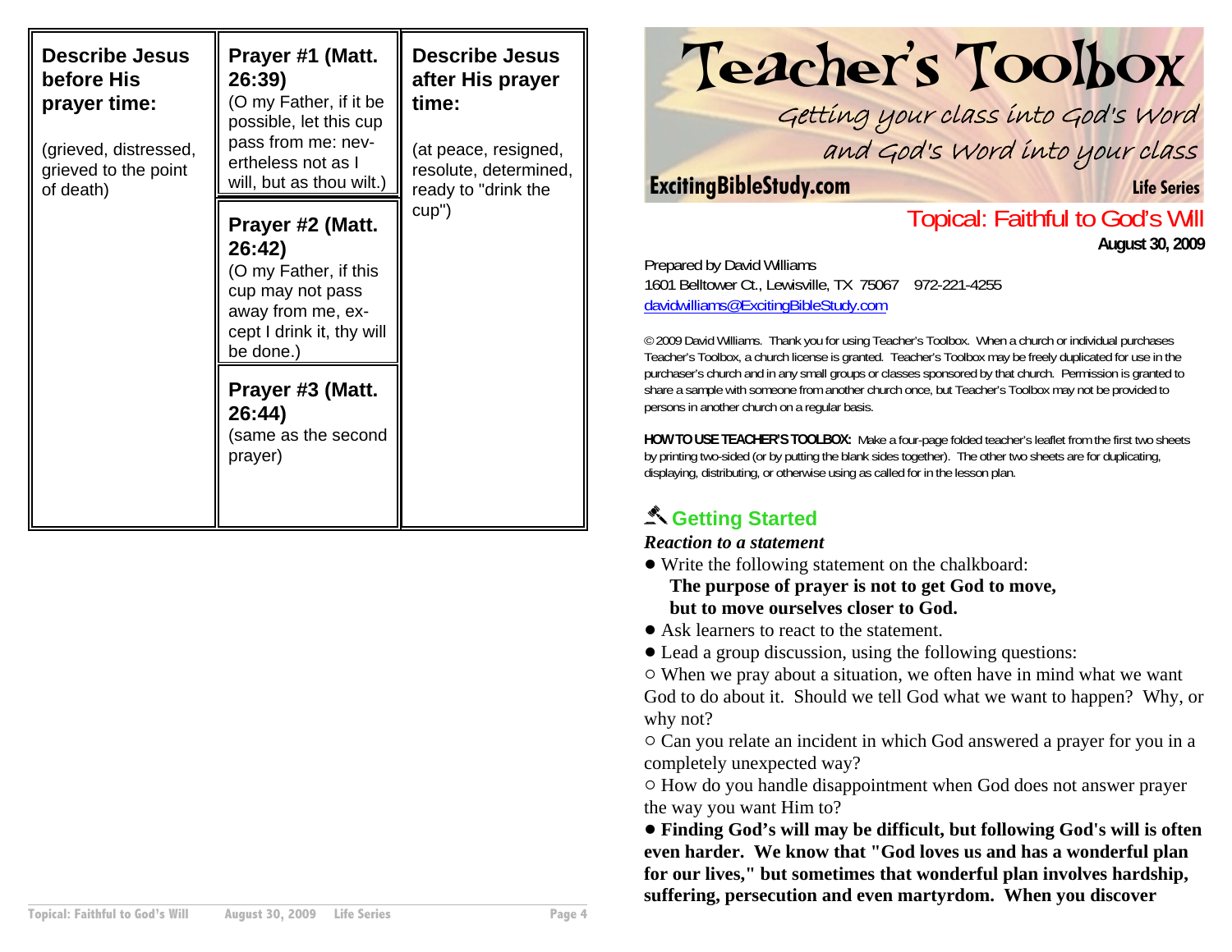| Describe Jesus before His prayer time: | Prayer #1 (Matt. 26:39) | Describe Jesus after His prayer time: |
| --- | --- | --- |
| (grieved, distressed, grieved to the point of death) | (O my Father, if it be possible, let this cup pass from me: nevertheless not as I will, but as thou wilt.) | (at peace, resigned, resolute, determined, ready to "drink the cup") |
| | **Prayer #2 (Matt. 26:42)** (O my Father, if this cup may not pass away from me, except I drink it, thy will be done.) | |
| | **Prayer #3 (Matt. 26:44)** (same as the second prayer) | |

# Teacher's Toolbox

*Getting your class into God's Word and God's Word into your class*

**ExcitingBibleStudy.com** — **Life Series**

## Topical: Faithful to God's Will

**August 30, 2009**

Prepared by David Williams
1601 Belltower Ct., Lewisville, TX 75067 972-221-4255
davidwilliams@ExcitingBibleStudy.com

© 2009 David Williams. Thank you for using Teacher's Toolbox. When a church or individual purchases Teacher's Toolbox, a church license is granted. Teacher's Toolbox may be freely duplicated for use in the purchaser's church and in any small groups or classes sponsored by that church. Permission is granted to share a sample with someone from another church once, but Teacher's Toolbox may not be provided to persons in another church on a regular basis.

**HOW TO USE TEACHER'S TOOLBOX:** Make a four-page folded teacher's leaflet from the first two sheets by printing two-sided (or by putting the blank sides together). The other two sheets are for duplicating, displaying, distributing, or otherwise using as called for in the lesson plan.

## Getting Started

***Reaction to a statement***

- Write the following statement on the chalkboard:
  **The purpose of prayer is not to get God to move, but to move ourselves closer to God.**
- Ask learners to react to the statement.
- Lead a group discussion, using the following questions:

○ When we pray about a situation, we often have in mind what we want God to do about it. Should we tell God what we want to happen? Why, or why not?

○ Can you relate an incident in which God answered a prayer for you in a completely unexpected way?

○ How do you handle disappointment when God does not answer prayer the way you want Him to?

- **Finding God's will may be difficult, but following God's will is often even harder. We know that "God loves us and has a wonderful plan for our lives," but sometimes that wonderful plan involves hardship, suffering, persecution and even martyrdom. When you discover**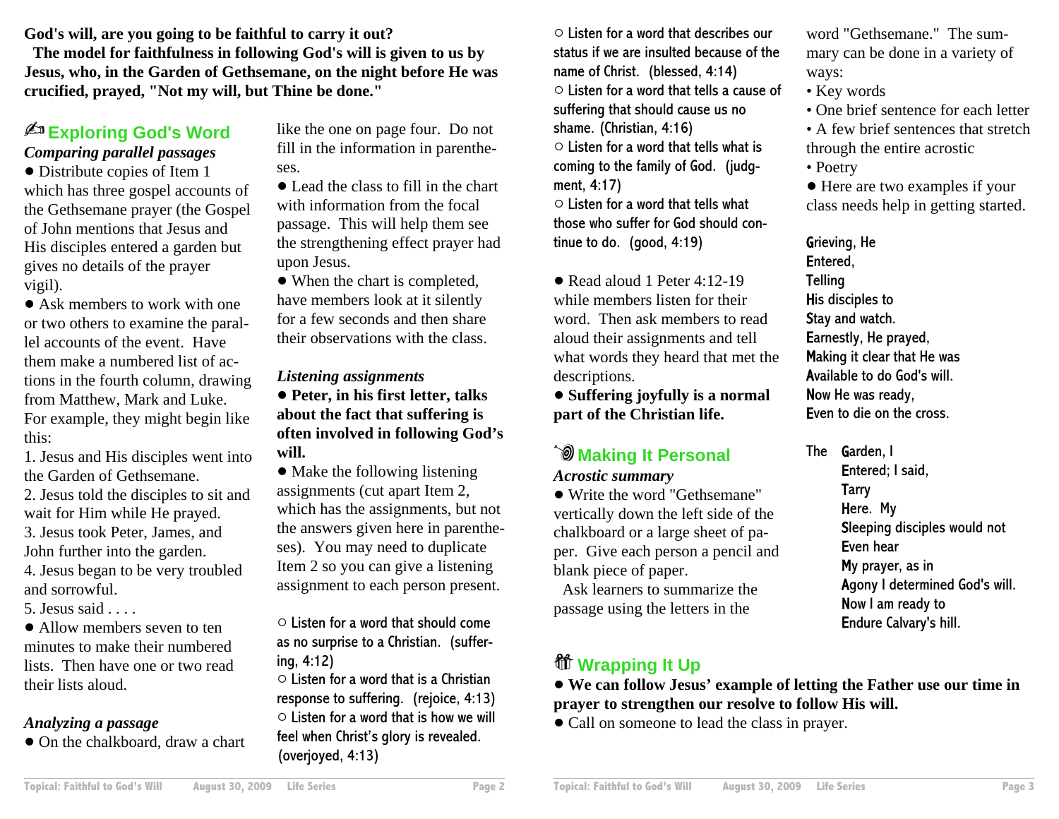**God's will, are you going to be faithful to carry it out?**

**The model for faithfulness in following God's will is given to us by Jesus, who, in the Garden of Gethsemane, on the night before He was crucified, prayed, "Not my will, but Thine be done."**

## ✍ Exploring God's Word

***Comparing parallel passages***

● Distribute copies of Item 1 which has three gospel accounts of the Gethsemane prayer (the Gospel of John mentions that Jesus and His disciples entered a garden but gives no details of the prayer vigil).

● Ask members to work with one or two others to examine the parallel accounts of the event. Have them make a numbered list of actions in the fourth column, drawing from Matthew, Mark and Luke. For example, they might begin like this:

1. Jesus and His disciples went into the Garden of Gethsemane.
2. Jesus told the disciples to sit and wait for Him while He prayed.
3. Jesus took Peter, James, and John further into the garden.
4. Jesus began to be very troubled and sorrowful.
5. Jesus said . . . .

● Allow members seven to ten minutes to make their numbered lists. Then have one or two read their lists aloud.

***Analyzing a passage***

● On the chalkboard, draw a chart like the one on page four. Do not fill in the information in parentheses.

● Lead the class to fill in the chart with information from the focal passage. This will help them see the strengthening effect prayer had upon Jesus.

● When the chart is completed, have members look at it silently for a few seconds and then share their observations with the class.

***Listening assignments***

● **Peter, in his first letter, talks about the fact that suffering is often involved in following God's will.**

● Make the following listening assignments (cut apart Item 2, which has the assignments, but not the answers given here in parentheses). You may need to duplicate Item 2 so you can give a listening assignment to each person present.

○ Listen for a word that should come as no surprise to a Christian. (suffering, 4:12)
○ Listen for a word that is a Christian response to suffering. (rejoice, 4:13)
○ Listen for a word that is how we will feel when Christ's glory is revealed. (overjoyed, 4:13)
○ Listen for a word that describes our status if we are insulted because of the name of Christ. (blessed, 4:14)
○ Listen for a word that tells a cause of suffering that should cause us no shame. (Christian, 4:16)
○ Listen for a word that tells what is coming to the family of God. (judgment, 4:17)
○ Listen for a word that tells what those who suffer for God should continue to do. (good, 4:19)

● Read aloud 1 Peter 4:12-19 while members listen for their word. Then ask members to read aloud their assignments and tell what words they heard that met the descriptions.

● **Suffering joyfully is a normal part of the Christian life.**

## Making It Personal

***Acrostic summary***

● Write the word "Gethsemane" vertically down the left side of the chalkboard or a large sheet of paper. Give each person a pencil and blank piece of paper.

Ask learners to summarize the passage using the letters in the word "Gethsemane." The summary can be done in a variety of ways:

- Key words
- One brief sentence for each letter
- A few brief sentences that stretch through the entire acrostic
- Poetry

● Here are two examples if your class needs help in getting started.

Grieving, He
Entered,
Telling
His disciples to
Stay and watch.
Earnestly, He prayed,
Making it clear that He was
Available to do God's will.
Now He was ready,
Even to die on the cross.

The Garden, I
Entered; I said,
Tarry
Here. My
Sleeping disciples would not
Even hear
My prayer, as in
Agony I determined God's will.
Now I am ready to
Endure Calvary's hill.

## Wrapping It Up

● **We can follow Jesus' example of letting the Father use our time in prayer to strengthen our resolve to follow His will.**

● Call on someone to lead the class in prayer.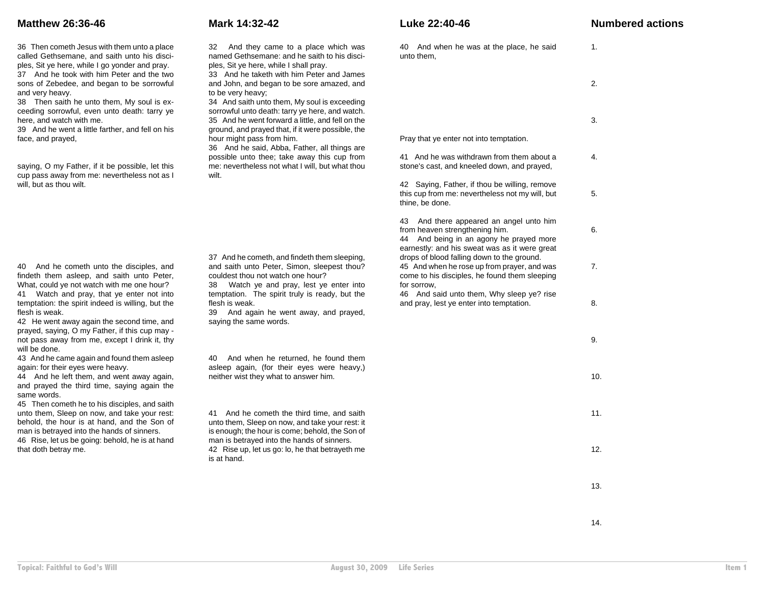## Matthew 26:36-46

36 Then cometh Jesus with them unto a place called Gethsemane, and saith unto his disciples, Sit ye here, while I go yonder and pray.
37 And he took with him Peter and the two sons of Zebedee, and began to be sorrowful and very heavy.
38 Then saith he unto them, My soul is exceeding sorrowful, even unto death: tarry ye here, and watch with me.
39 And he went a little farther, and fell on his face, and prayed,

saying, O my Father, if it be possible, let this cup pass away from me: nevertheless not as I will, but as thou wilt.

40 And he cometh unto the disciples, and findeth them asleep, and saith unto Peter, What, could ye not watch with me one hour?
41 Watch and pray, that ye enter not into temptation: the spirit indeed is willing, but the flesh is weak.
42 He went away again the second time, and prayed, saying, O my Father, if this cup may not pass away from me, except I drink it, thy will be done.
43 And he came again and found them asleep again: for their eyes were heavy.
44 And he left them, and went away again, and prayed the third time, saying again the same words.
45 Then cometh he to his disciples, and saith unto them, Sleep on now, and take your rest: behold, the hour is at hand, and the Son of man is betrayed into the hands of sinners.
46 Rise, let us be going: behold, he is at hand that doth betray me.

## Mark 14:32-42

32 And they came to a place which was named Gethsemane: and he saith to his disciples, Sit ye here, while I shall pray.
33 And he taketh with him Peter and James and John, and began to be sore amazed, and to be very heavy;
34 And saith unto them, My soul is exceeding sorrowful unto death: tarry ye here, and watch.
35 And he went forward a little, and fell on the ground, and prayed that, if it were possible, the hour might pass from him.
36 And he said, Abba, Father, all things are possible unto thee; take away this cup from me: nevertheless not what I will, but what thou wilt.

37 And he cometh, and findeth them sleeping, and saith unto Peter, Simon, sleepest thou? couldest thou not watch one hour?
38 Watch ye and pray, lest ye enter into temptation. The spirit truly is ready, but the flesh is weak.
39 And again he went away, and prayed, saying the same words.

40 And when he returned, he found them asleep again, (for their eyes were heavy,) neither wist they what to answer him.

41 And he cometh the third time, and saith unto them, Sleep on now, and take your rest: it is enough; the hour is come; behold, the Son of man is betrayed into the hands of sinners.
42 Rise up, let us go: lo, he that betrayeth me is at hand.

## Luke 22:40-46

40 And when he was at the place, he said unto them,

Pray that ye enter not into temptation.

41 And he was withdrawn from them about a stone's cast, and kneeled down, and prayed,

42 Saying, Father, if thou be willing, remove this cup from me: nevertheless not my will, but thine, be done.

43 And there appeared an angel unto him from heaven strengthening him.
44 And being in an agony he prayed more earnestly: and his sweat was as it were great drops of blood falling down to the ground.
45 And when he rose up from prayer, and was come to his disciples, he found them sleeping for sorrow,
46 And said unto them, Why sleep ye? rise and pray, lest ye enter into temptation.

## Numbered actions

1.

2.

3.

4.

5.

6.

7.

8.

9.

10.

11.

12.

13.

14.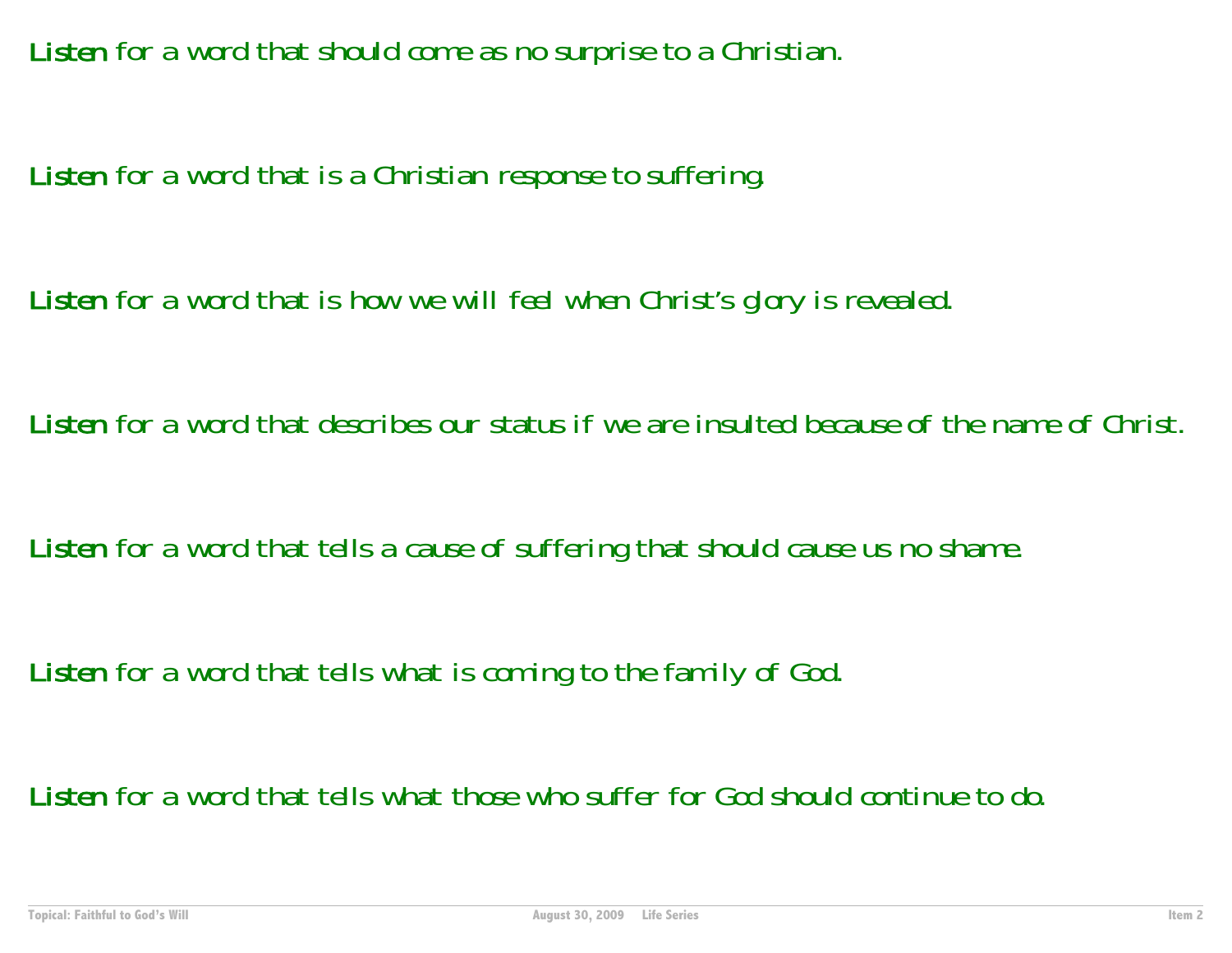**Listen** for a word that should come as no surprise to a Christian.

**Listen** for a word that is a Christian response to suffering.

**Listen** for a word that is how we will feel when Christ's glory is revealed.

**Listen** for a word that describes our status if we are insulted because of the name of Christ.

**Listen** for a word that tells a cause of suffering that should cause us no shame.

**Listen** for a word that tells what is coming to the family of God.

**Listen** for a word that tells what those who suffer for God should continue to do.